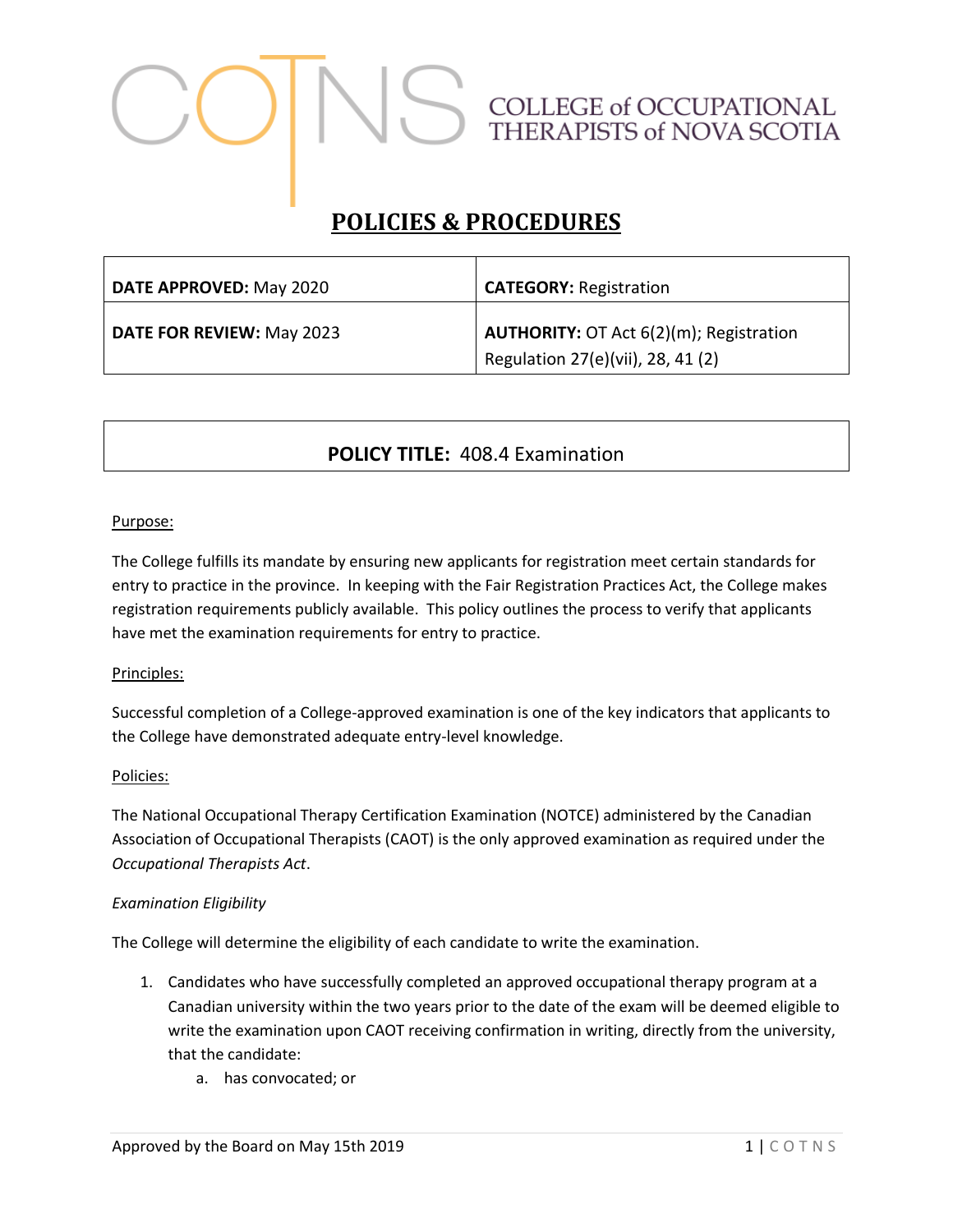COLLEGE of OCCUPATIONAL THERAPISTS of NOVA SCOTIA

# POLICIES & PROCEDURES

| **DATE APPROVED:** May 2020 | **CATEGORY:** Registration |
| --- | --- |
| **DATE FOR REVIEW:** May 2023 | **AUTHORITY:** OT Act 6(2)(m); Registration Regulation 27(e)(vii), 28, 41 (2) |

## POLICY TITLE: 408.4 Examination

Purpose:

The College fulfills its mandate by ensuring new applicants for registration meet certain standards for entry to practice in the province. In keeping with the Fair Registration Practices Act, the College makes registration requirements publicly available. This policy outlines the process to verify that applicants have met the examination requirements for entry to practice.

Principles:

Successful completion of a College-approved examination is one of the key indicators that applicants to the College have demonstrated adequate entry-level knowledge.

Policies:

The National Occupational Therapy Certification Examination (NOTCE) administered by the Canadian Association of Occupational Therapists (CAOT) is the only approved examination as required under the *Occupational Therapists Act*.

*Examination Eligibility*

The College will determine the eligibility of each candidate to write the examination.

1. Candidates who have successfully completed an approved occupational therapy program at a Canadian university within the two years prior to the date of the exam will be deemed eligible to write the examination upon CAOT receiving confirmation in writing, directly from the university, that the candidate:
   a. has convocated; or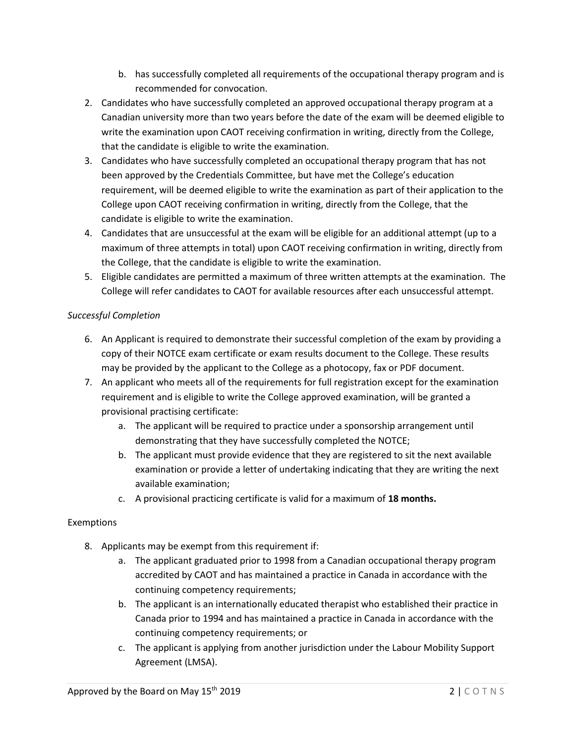b. has successfully completed all requirements of the occupational therapy program and is recommended for convocation.

2. Candidates who have successfully completed an approved occupational therapy program at a Canadian university more than two years before the date of the exam will be deemed eligible to write the examination upon CAOT receiving confirmation in writing, directly from the College, that the candidate is eligible to write the examination.
3. Candidates who have successfully completed an occupational therapy program that has not been approved by the Credentials Committee, but have met the College's education requirement, will be deemed eligible to write the examination as part of their application to the College upon CAOT receiving confirmation in writing, directly from the College, that the candidate is eligible to write the examination.
4. Candidates that are unsuccessful at the exam will be eligible for an additional attempt (up to a maximum of three attempts in total) upon CAOT receiving confirmation in writing, directly from the College, that the candidate is eligible to write the examination.
5. Eligible candidates are permitted a maximum of three written attempts at the examination. The College will refer candidates to CAOT for available resources after each unsuccessful attempt.

*Successful Completion*

6. An Applicant is required to demonstrate their successful completion of the exam by providing a copy of their NOTCE exam certificate or exam results document to the College. These results may be provided by the applicant to the College as a photocopy, fax or PDF document.
7. An applicant who meets all of the requirements for full registration except for the examination requirement and is eligible to write the College approved examination, will be granted a provisional practising certificate:
   a. The applicant will be required to practice under a sponsorship arrangement until demonstrating that they have successfully completed the NOTCE;
   b. The applicant must provide evidence that they are registered to sit the next available examination or provide a letter of undertaking indicating that they are writing the next available examination;
   c. A provisional practicing certificate is valid for a maximum of **18 months.**

Exemptions

8. Applicants may be exempt from this requirement if:
   a. The applicant graduated prior to 1998 from a Canadian occupational therapy program accredited by CAOT and has maintained a practice in Canada in accordance with the continuing competency requirements;
   b. The applicant is an internationally educated therapist who established their practice in Canada prior to 1994 and has maintained a practice in Canada in accordance with the continuing competency requirements; or
   c. The applicant is applying from another jurisdiction under the Labour Mobility Support Agreement (LMSA).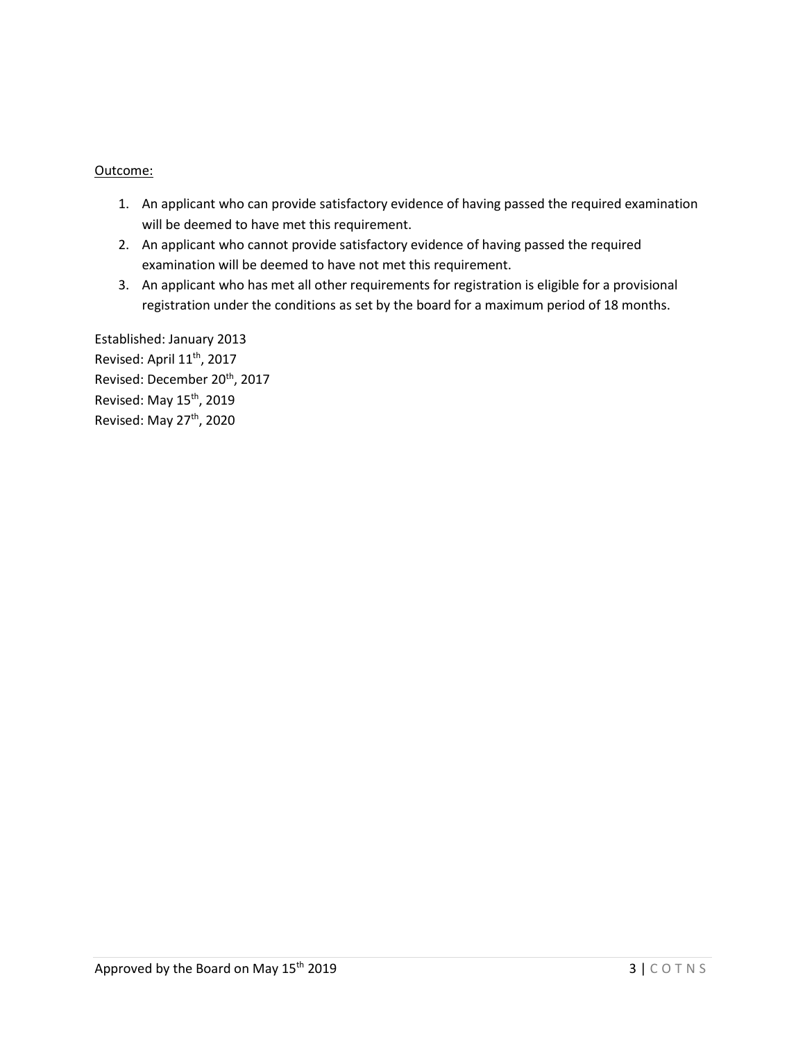<u>Outcome:</u>

1. An applicant who can provide satisfactory evidence of having passed the required examination will be deemed to have met this requirement.
2. An applicant who cannot provide satisfactory evidence of having passed the required examination will be deemed to have not met this requirement.
3. An applicant who has met all other requirements for registration is eligible for a provisional registration under the conditions as set by the board for a maximum period of 18 months.

Established: January 2013
Revised: April 11th, 2017
Revised: December 20th, 2017
Revised: May 15th, 2019
Revised: May 27th, 2020